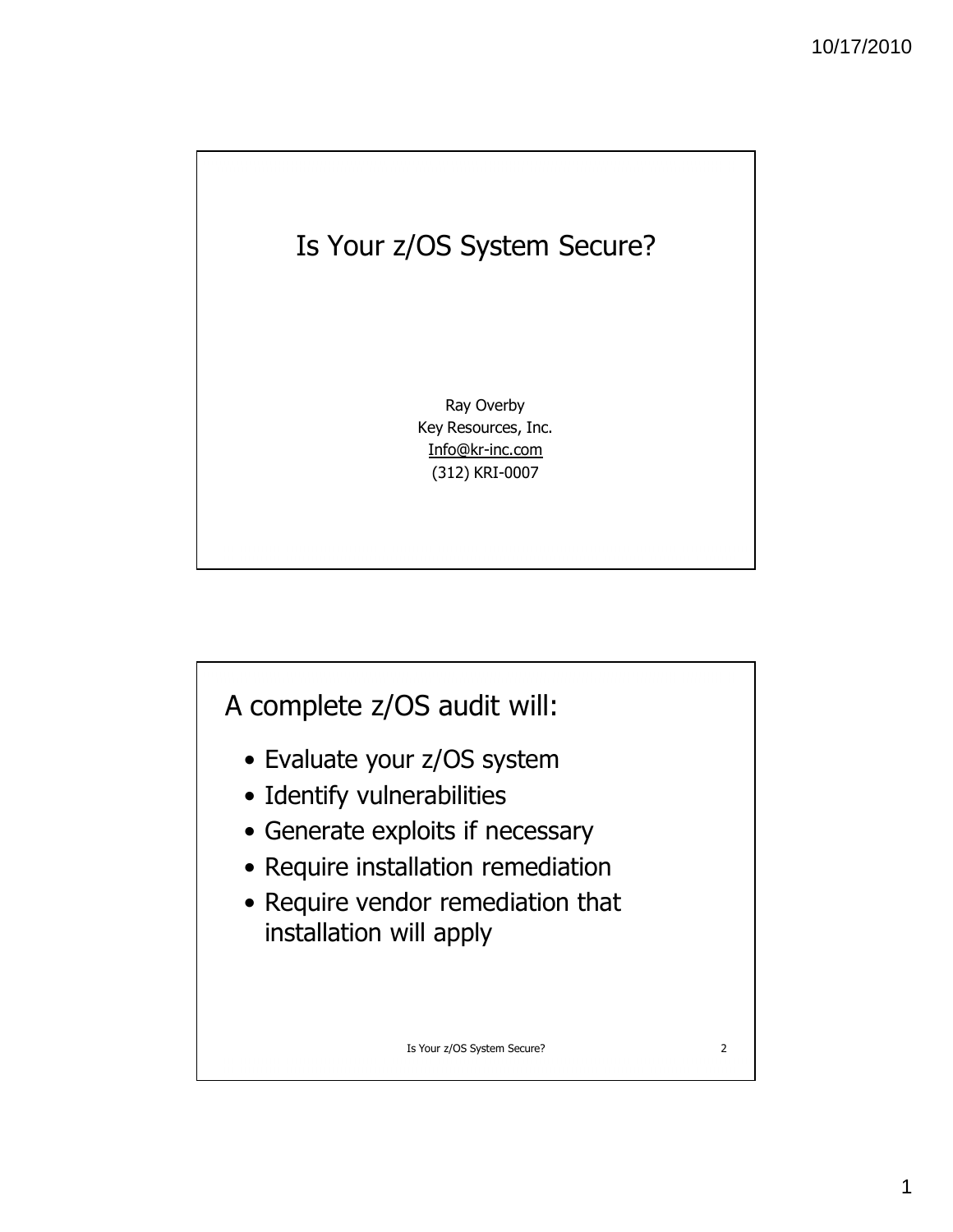# Is Your z/OS System Secure?

Ray Overby
Key Resources, Inc.
Info@kr-inc.com
(312) KRI-0007

## A complete z/OS audit will:

- Evaluate your z/OS system
- Identify vulnerabilities
- Generate exploits if necessary
- Require installation remediation
- Require vendor remediation that installation will apply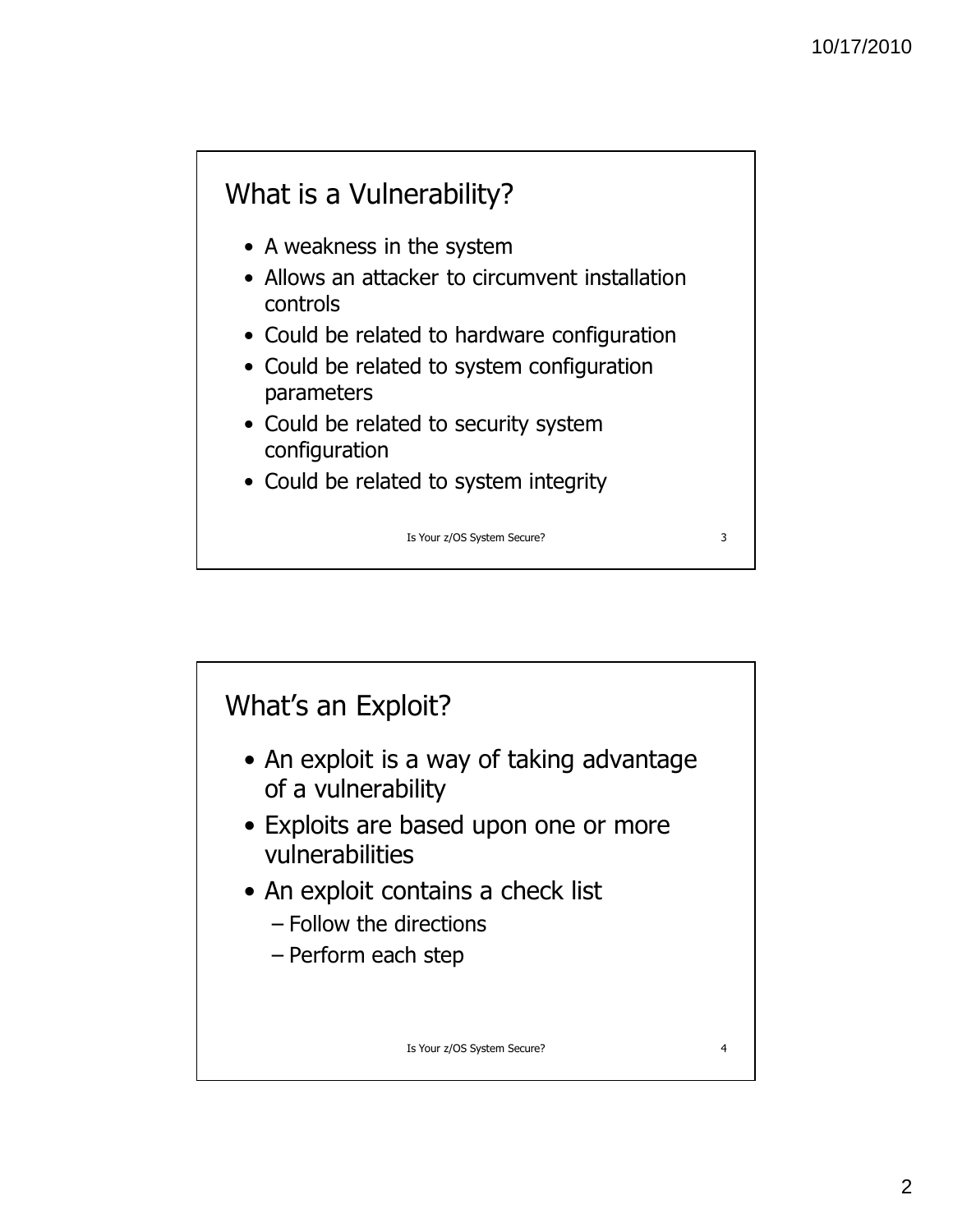## What is a Vulnerability?

- A weakness in the system
- Allows an attacker to circumvent installation controls
- Could be related to hardware configuration
- Could be related to system configuration parameters
- Could be related to security system configuration
- Could be related to system integrity

## What's an Exploit?

- An exploit is a way of taking advantage of a vulnerability
- Exploits are based upon one or more vulnerabilities
- An exploit contains a check list
  - Follow the directions
  - Perform each step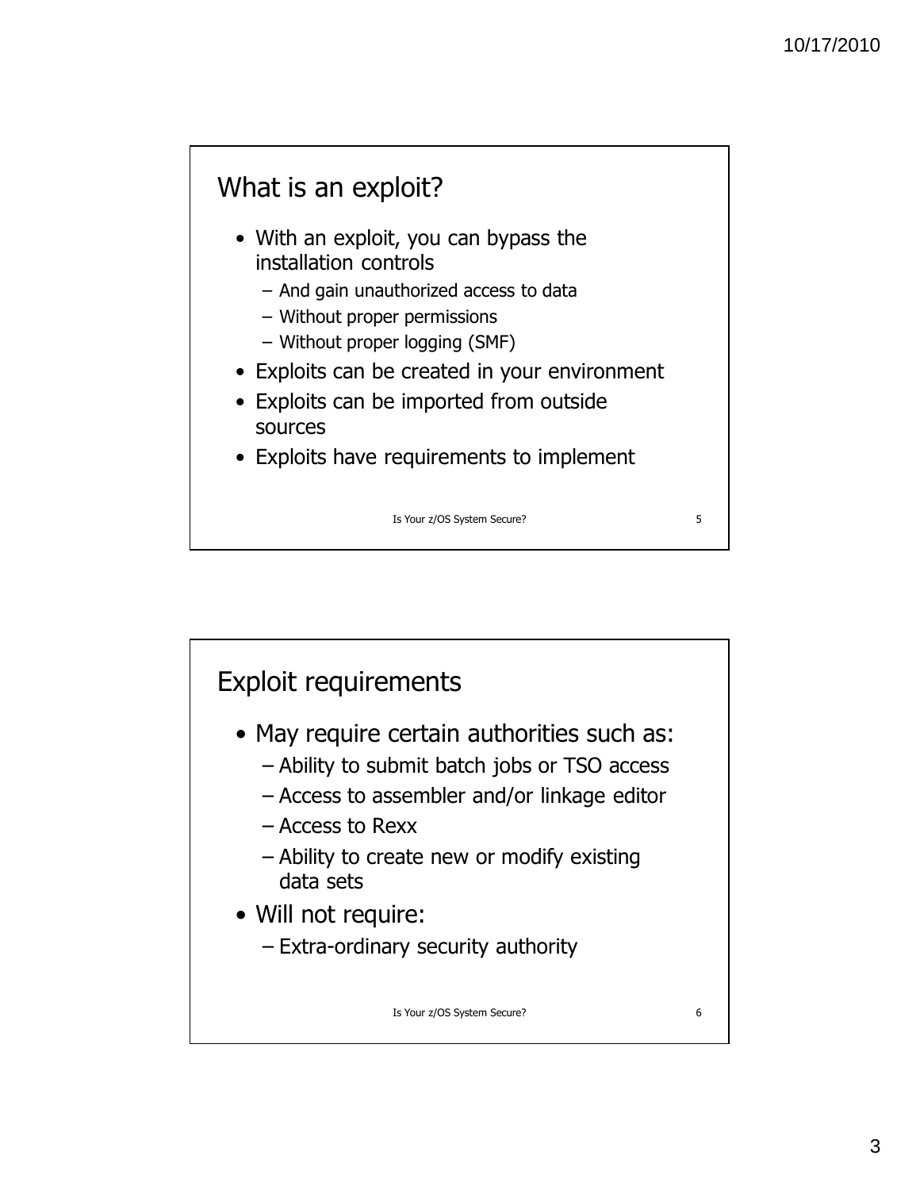## What is an exploit?

- With an exploit, you can bypass the installation controls
  - And gain unauthorized access to data
  - Without proper permissions
  - Without proper logging (SMF)
- Exploits can be created in your environment
- Exploits can be imported from outside sources
- Exploits have requirements to implement

## Exploit requirements

- May require certain authorities such as:
  - Ability to submit batch jobs or TSO access
  - Access to assembler and/or linkage editor
  - Access to Rexx
  - Ability to create new or modify existing data sets
- Will not require:
  - Extra-ordinary security authority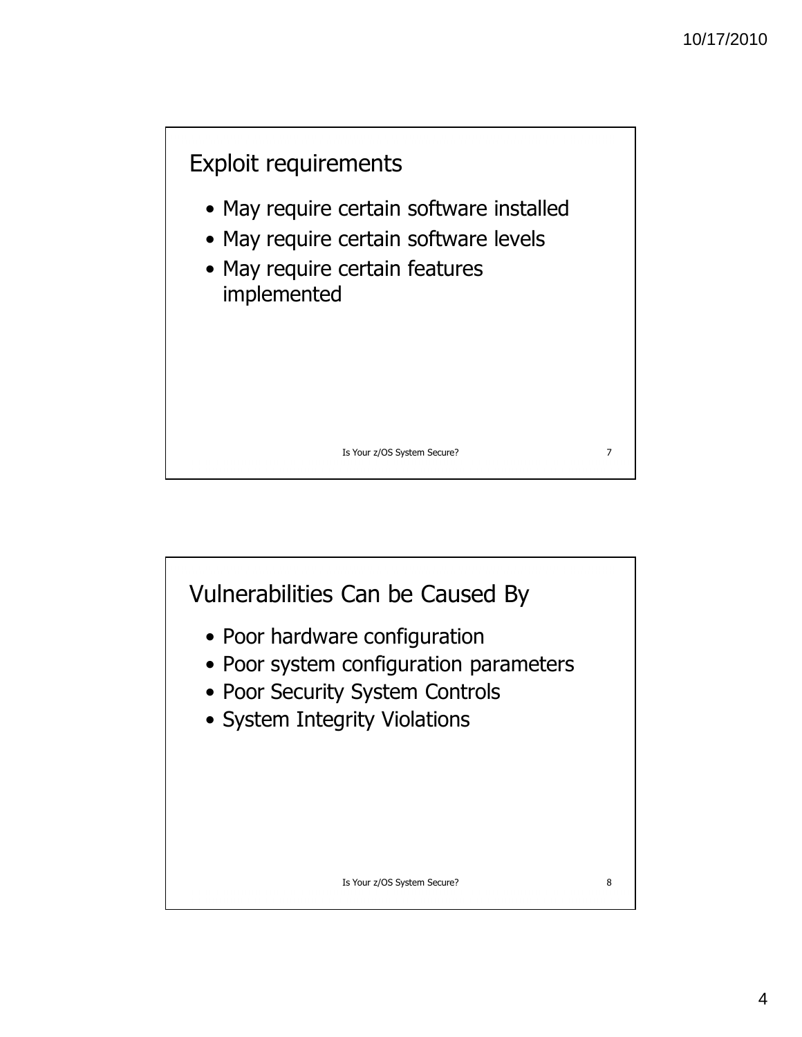## Exploit requirements

- May require certain software installed
- May require certain software levels
- May require certain features implemented

## Vulnerabilities Can be Caused By

- Poor hardware configuration
- Poor system configuration parameters
- Poor Security System Controls
- System Integrity Violations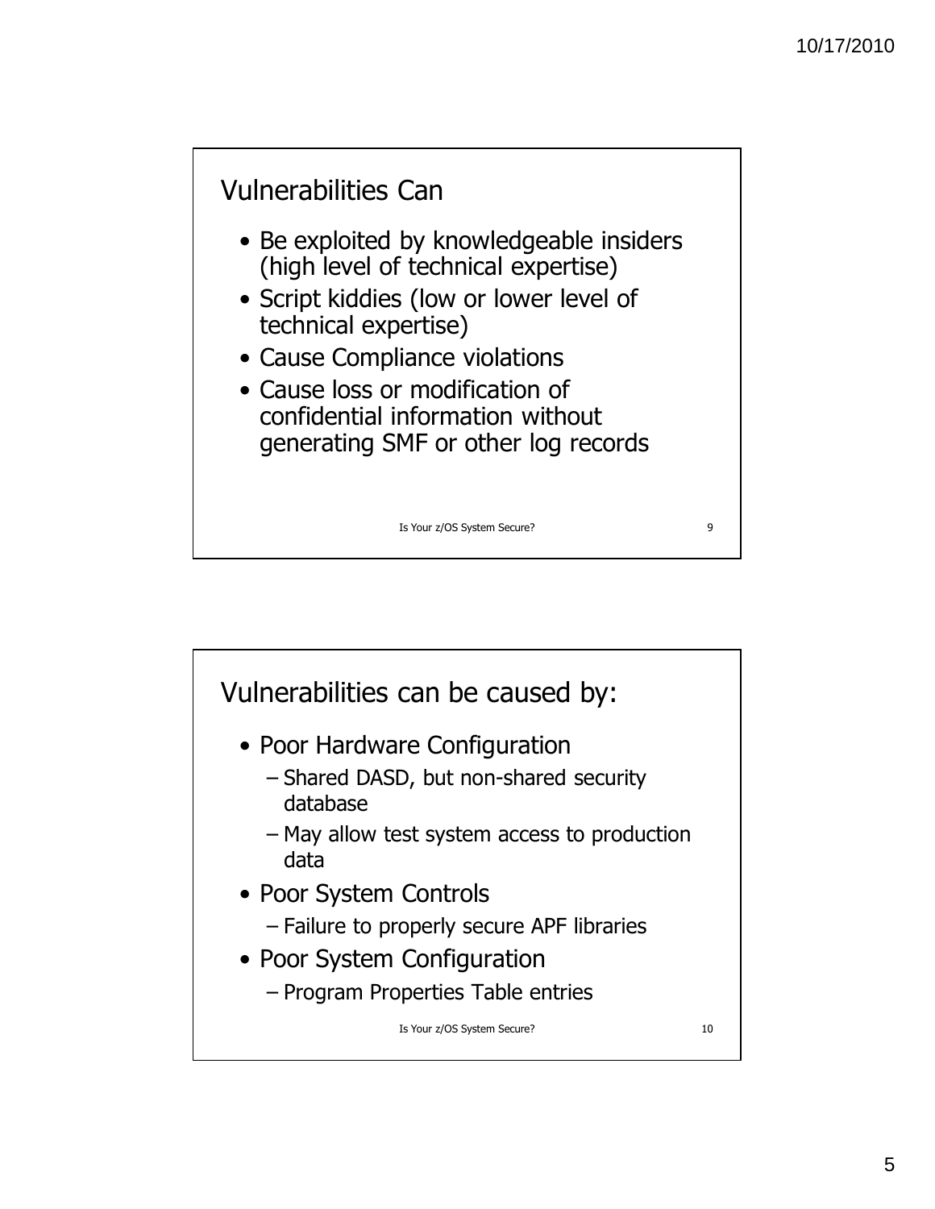## Vulnerabilities Can

- Be exploited by knowledgeable insiders (high level of technical expertise)
- Script kiddies (low or lower level of technical expertise)
- Cause Compliance violations
- Cause loss or modification of confidential information without generating SMF or other log records

## Vulnerabilities can be caused by:

- Poor Hardware Configuration
  - Shared DASD, but non-shared security database
  - May allow test system access to production data
- Poor System Controls
  - Failure to properly secure APF libraries
- Poor System Configuration
  - Program Properties Table entries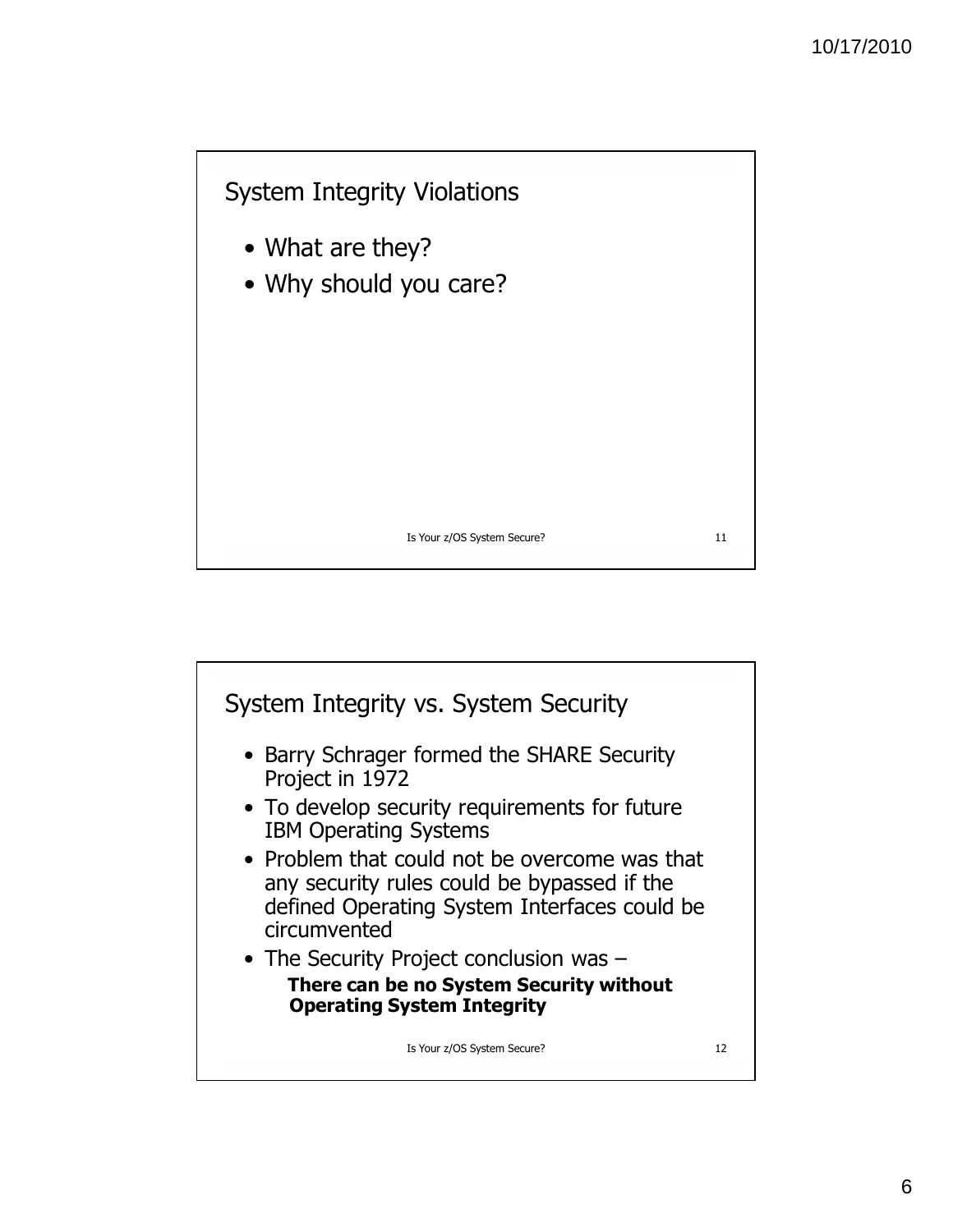## System Integrity Violations

- What are they?
- Why should you care?

## System Integrity vs. System Security

- Barry Schrager formed the SHARE Security Project in 1972
- To develop security requirements for future IBM Operating Systems
- Problem that could not be overcome was that any security rules could be bypassed if the defined Operating System Interfaces could be circumvented
- The Security Project conclusion was –

  **There can be no System Security without Operating System Integrity**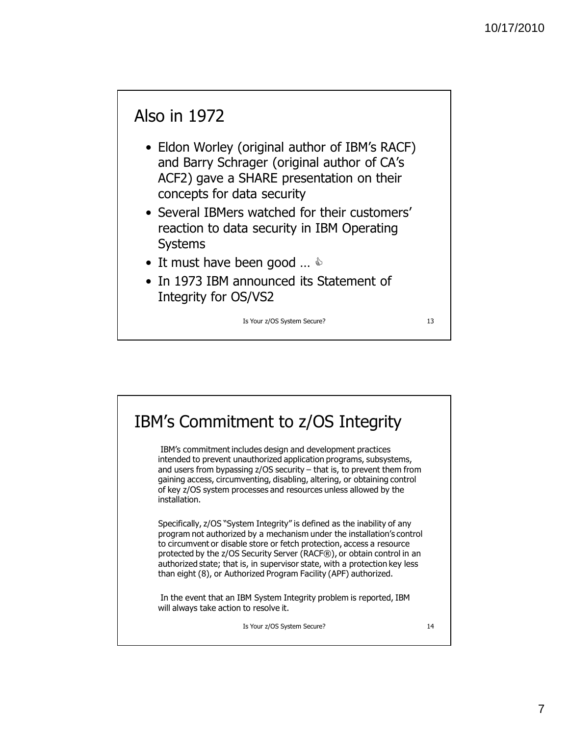## Also in 1972

- Eldon Worley (original author of IBM's RACF) and Barry Schrager (original author of CA's ACF2) gave a SHARE presentation on their concepts for data security
- Several IBMers watched for their customers' reaction to data security in IBM Operating Systems
- It must have been good … 👍
- In 1973 IBM announced its Statement of Integrity for OS/VS2

## IBM's Commitment to z/OS Integrity

IBM's commitment includes design and development practices intended to prevent unauthorized application programs, subsystems, and users from bypassing z/OS security – that is, to prevent them from gaining access, circumventing, disabling, altering, or obtaining control of key z/OS system processes and resources unless allowed by the installation.

Specifically, z/OS "System Integrity" is defined as the inability of any program not authorized by a mechanism under the installation's control to circumvent or disable store or fetch protection, access a resource protected by the z/OS Security Server (RACF®), or obtain control in an authorized state; that is, in supervisor state, with a protection key less than eight (8), or Authorized Program Facility (APF) authorized.

In the event that an IBM System Integrity problem is reported, IBM will always take action to resolve it.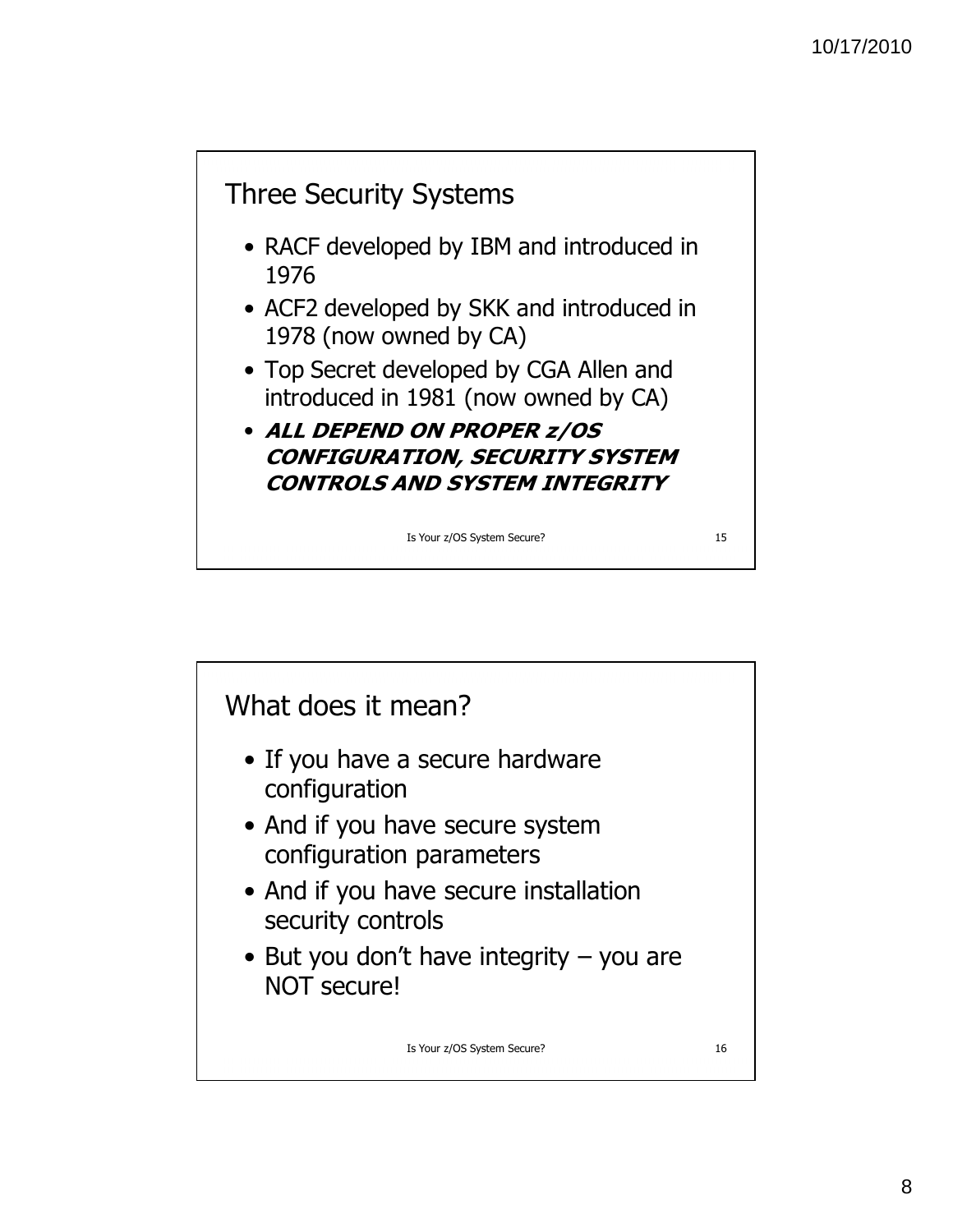## Three Security Systems

- RACF developed by IBM and introduced in 1976
- ACF2 developed by SKK and introduced in 1978 (now owned by CA)
- Top Secret developed by CGA Allen and introduced in 1981 (now owned by CA)
- ***ALL DEPEND ON PROPER z/OS CONFIGURATION, SECURITY SYSTEM CONTROLS AND SYSTEM INTEGRITY***

## What does it mean?

- If you have a secure hardware configuration
- And if you have secure system configuration parameters
- And if you have secure installation security controls
- But you don't have integrity – you are NOT secure!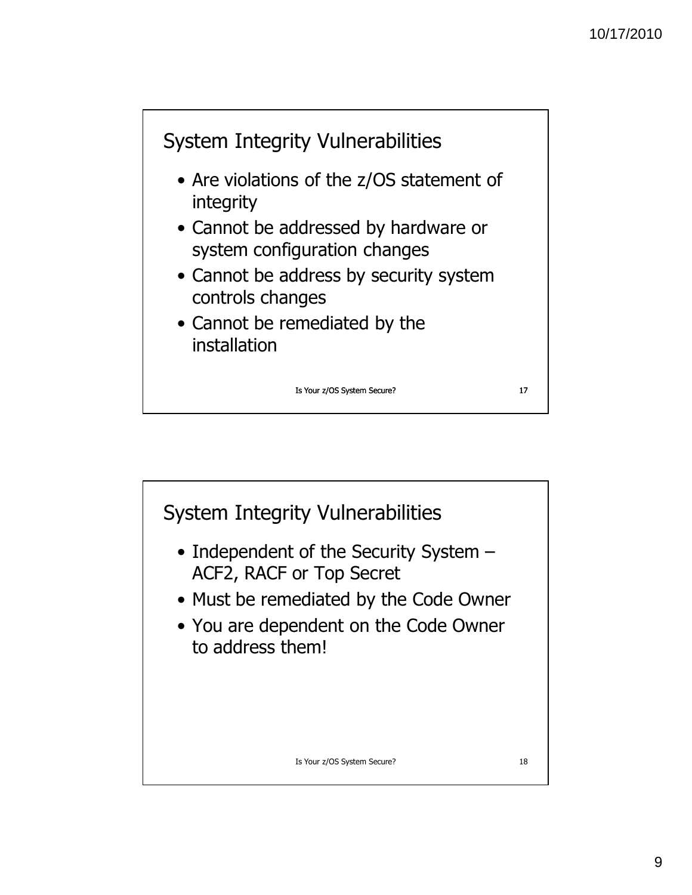## System Integrity Vulnerabilities

- Are violations of the z/OS statement of integrity
- Cannot be addressed by hardware or system configuration changes
- Cannot be address by security system controls changes
- Cannot be remediated by the installation

## System Integrity Vulnerabilities

- Independent of the Security System – ACF2, RACF or Top Secret
- Must be remediated by the Code Owner
- You are dependent on the Code Owner to address them!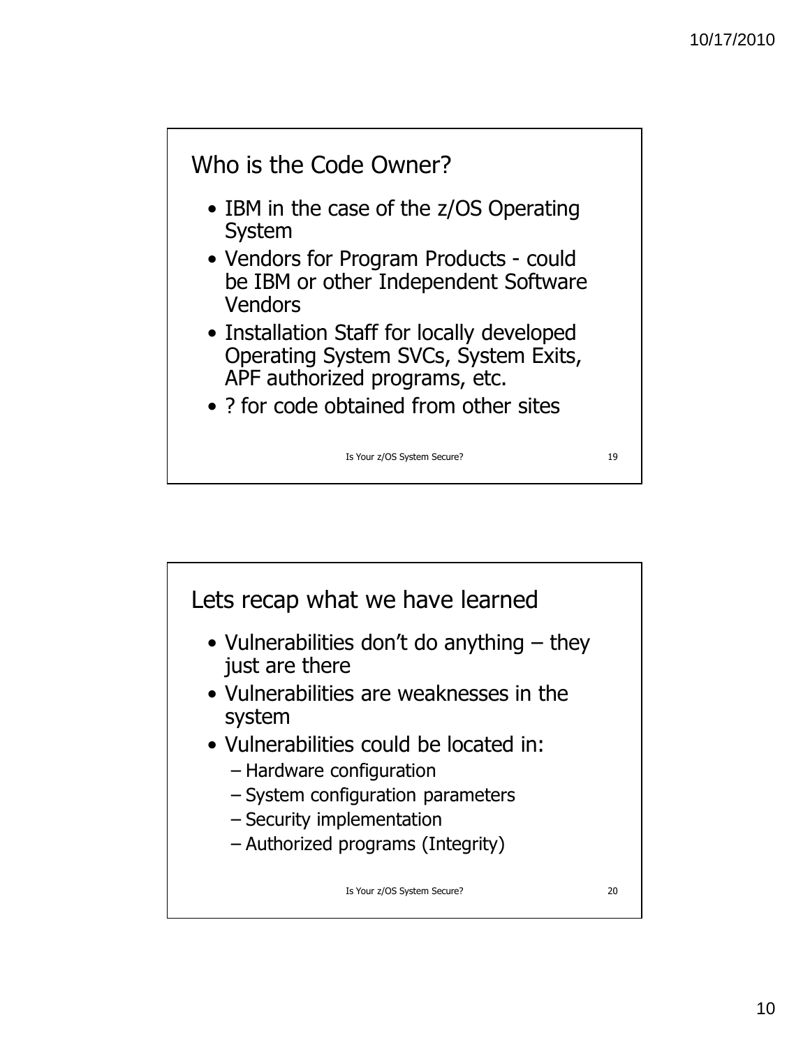## Who is the Code Owner?

- IBM in the case of the z/OS Operating System
- Vendors for Program Products - could be IBM or other Independent Software Vendors
- Installation Staff for locally developed Operating System SVCs, System Exits, APF authorized programs, etc.
- ? for code obtained from other sites

## Lets recap what we have learned

- Vulnerabilities don't do anything – they just are there
- Vulnerabilities are weaknesses in the system
- Vulnerabilities could be located in:
  - Hardware configuration
  - System configuration parameters
  - Security implementation
  - Authorized programs (Integrity)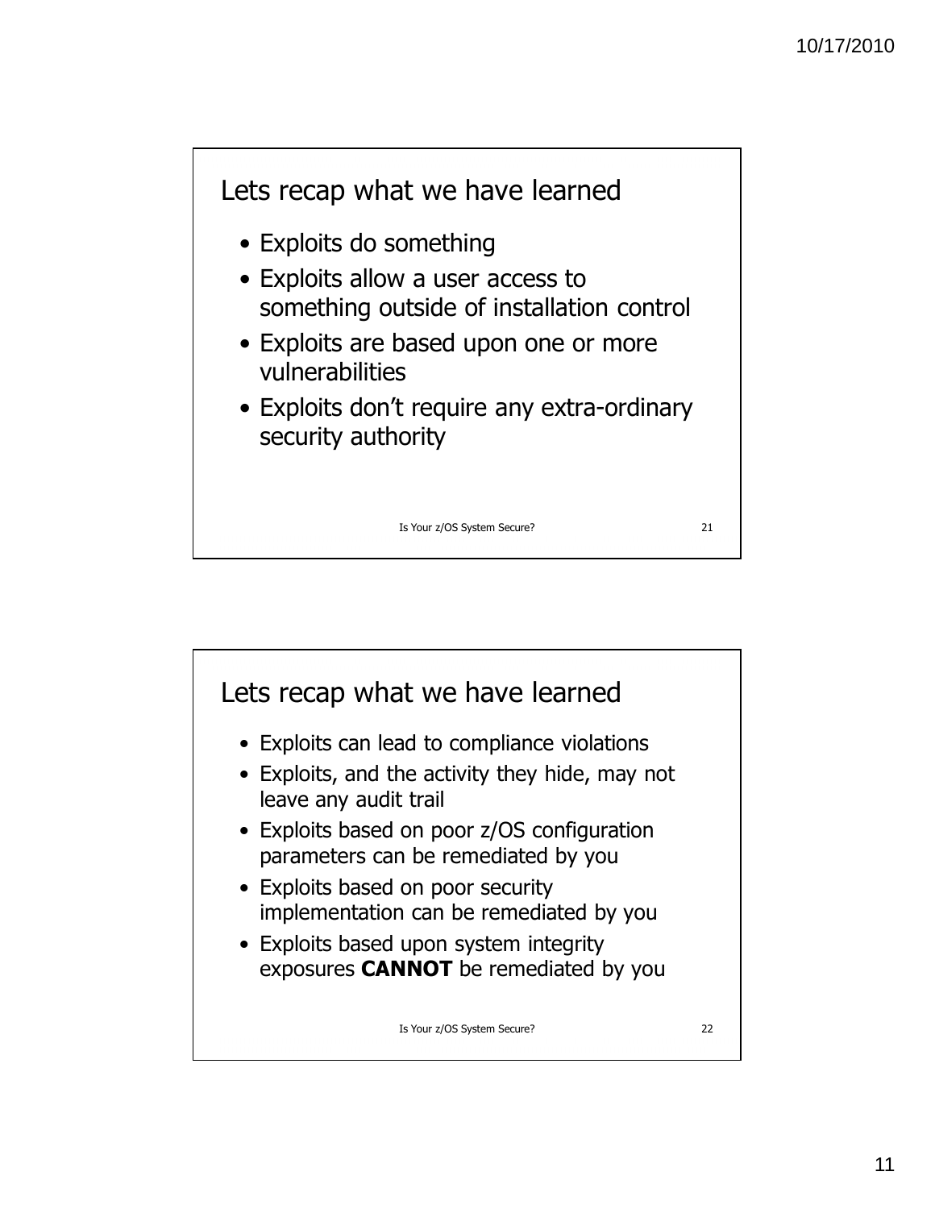## Lets recap what we have learned

- Exploits do something
- Exploits allow a user access to something outside of installation control
- Exploits are based upon one or more vulnerabilities
- Exploits don't require any extra-ordinary security authority

Is Your z/OS System Secure?

## Lets recap what we have learned

- Exploits can lead to compliance violations
- Exploits, and the activity they hide, may not leave any audit trail
- Exploits based on poor z/OS configuration parameters can be remediated by you
- Exploits based on poor security implementation can be remediated by you
- Exploits based upon system integrity exposures **CANNOT** be remediated by you

Is Your z/OS System Secure?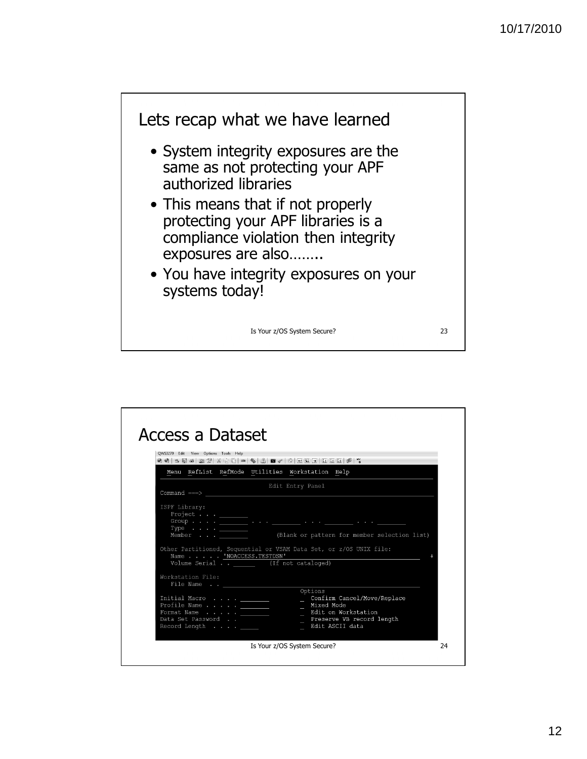## Lets recap what we have learned

- System integrity exposures are the same as not protecting your APF authorized libraries
- This means that if not properly protecting your APF libraries is a compliance violation then integrity exposures are also……..
- You have integrity exposures on your systems today!

## Access a Dataset

```
QWS3270  Edit  View  Options  Tools  Help

  Menu  RefList  RefMode  Utilities  Workstation  Help

                        Edit Entry Panel
Command ===>

ISPF Library:
   Project . . .
   Group . . . .          . . .          . . .          . . .
   Type  . . . .
   Member  . . .           (Blank or pattern for member selection list)

Other Partitioned, Sequential or VSAM Data Set, or z/OS UNIX file:
   Name . . . . . 'NOACCESS.TESTDSN'                                      +
   Volume Serial . .          (If not cataloged)

Workstation File:
   File Name  . .
                                   Options
Initial Macro  . . . .             _  Confirm Cancel/Move/Replace
Profile Name . . . . .             _  Mixed Mode
Format Name  . . . . .             _  Edit on Workstation
Data Set Password  . .             _  Preserve VB record length
Record Length  . . . .             _  Edit ASCII data
```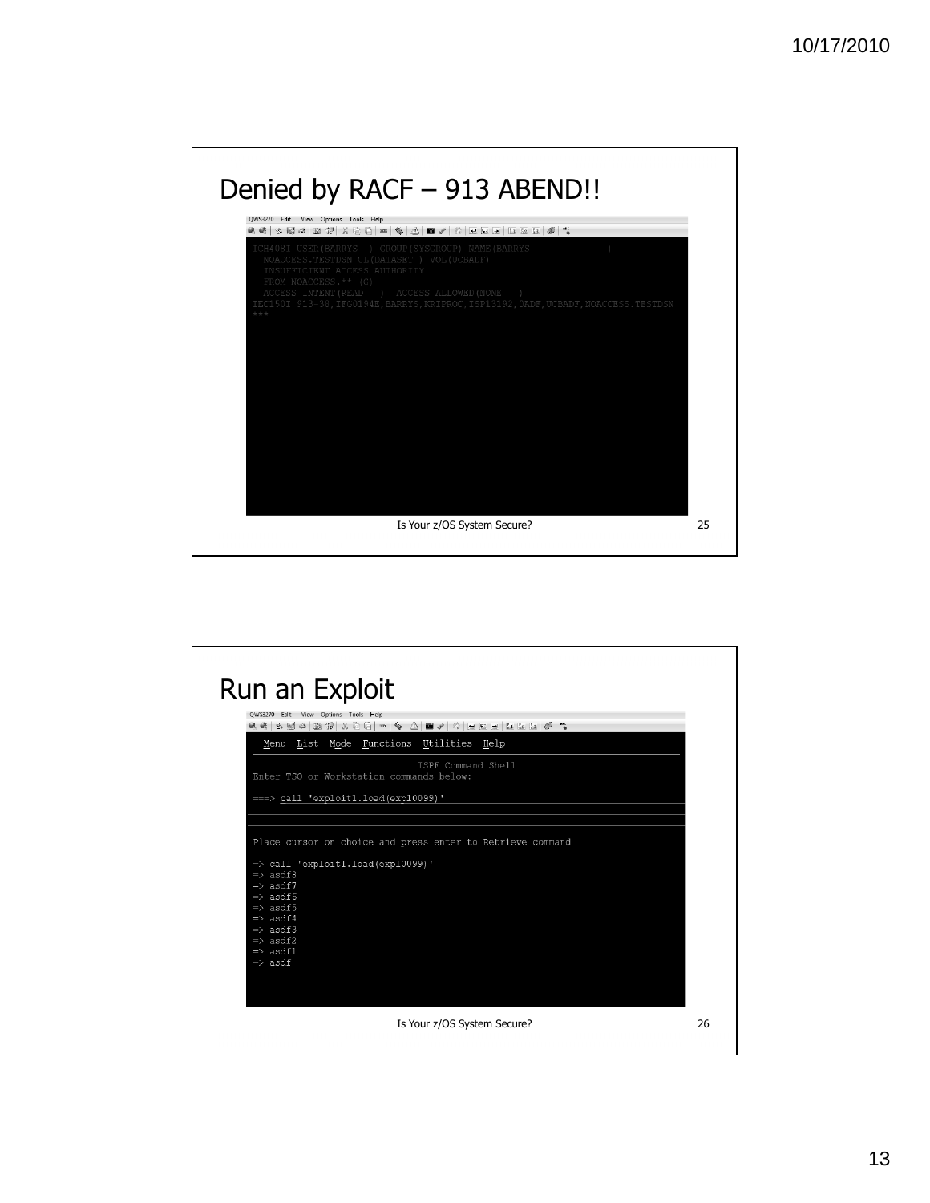## Denied by RACF – 913 ABEND!!

```
ICH408I USER(BARRYS  ) GROUP(SYSGROUP) NAME(BARRYS              )
  NOACCESS.TESTDSN CL(DATASET ) VOL(UCBADF)
  INSUFFICIENT ACCESS AUTHORITY
  FROM NOACCESS.** (G)
  ACCESS INTENT(READ   )  ACCESS ALLOWED(NONE   )
IEC150I 913-38,IFG0194E,BARRYS,KRIPROC,ISP13192,0ADF,UCBADF,NOACCESS.TESTDSN
***
```

Is Your z/OS System Secure?

## Run an Exploit

```
  Menu  List  Mode  Functions  Utilities  Help

                        ISPF Command Shell
Enter TSO or Workstation commands below:

===> call 'exploit1.load(expl0099)'


Place cursor on choice and press enter to Retrieve command

=> call 'exploit1.load(expl0099)'
=> asdf8
=> asdf7
=> asdf6
=> asdf5
=> asdf4
=> asdf3
=> asdf2
=> asdf1
=> asdf
```

Is Your z/OS System Secure?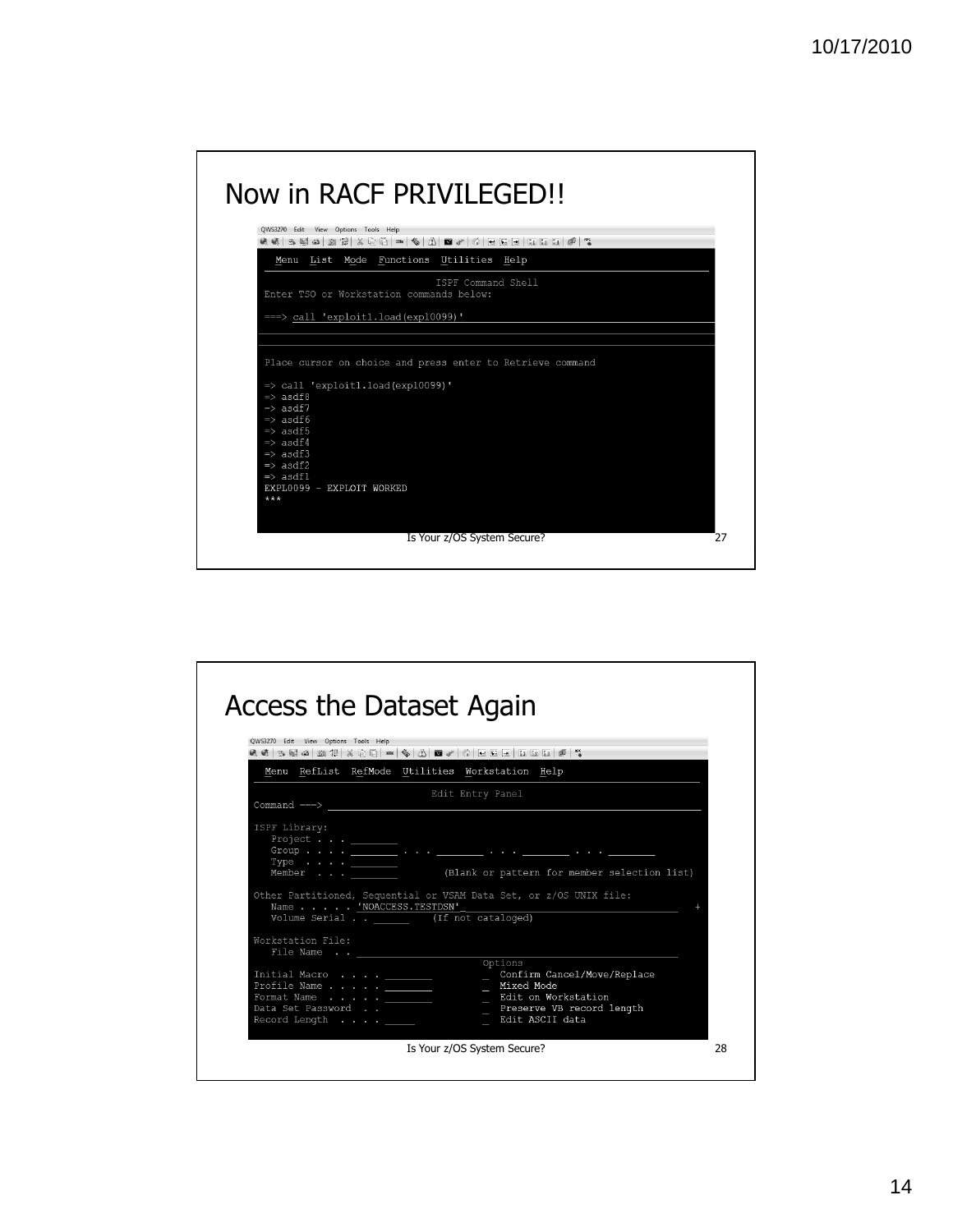# Now in RACF PRIVILEGED!!

```
  Menu  List  Mode  Functions  Utilities  Help
                         ISPF Command Shell
Enter TSO or Workstation commands below:

===> call 'exploit1.load(expl0099)'


Place cursor on choice and press enter to Retrieve command

=> call 'exploit1.load(expl0099)'
=> asdf8
=> asdf7
=> asdf6
=> asdf5
=> asdf4
=> asdf3
=> asdf2
=> asdf1
EXPL0099 - EXPLOIT WORKED
***
```

Is Your z/OS System Secure?

# Access the Dataset Again

```
  Menu  RefList  RefMode  Utilities  Workstation  Help
                          Edit Entry Panel
Command ===>

ISPF Library:
   Project . . .
   Group . . . .          . . .          . . .          . . .
   Type  . . . .
   Member  . . .              (Blank or pattern for member selection list)

Other Partitioned, Sequential or VSAM Data Set, or z/OS UNIX file:
   Name . . . . . 'NOACCESS.TESTDSN'                                     +
   Volume Serial . .          (If not cataloged)

Workstation File:
   File Name  . .
                                          Options
Initial Macro  . . . .                    _  Confirm Cancel/Move/Replace
Profile Name . . . . .                    _  Mixed Mode
Format Name  . . . . .                    _  Edit on Workstation
Data Set Password  . .                    _  Preserve VB record length
Record Length  . . . .                    _  Edit ASCII data
```

Is Your z/OS System Secure?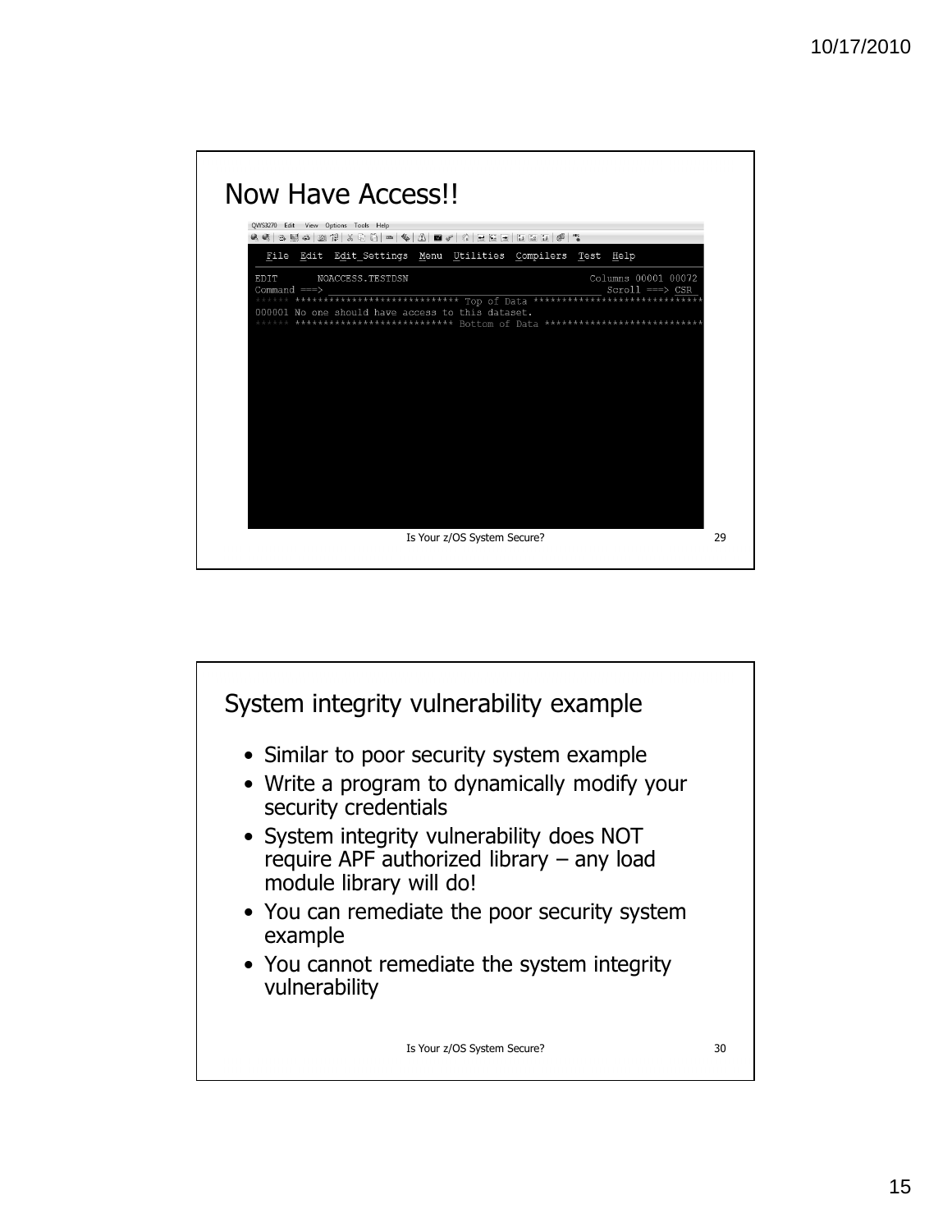## Now Have Access!!

```
  File  Edit  Edit_Settings  Menu  Utilities  Compilers  Test  Help

EDIT       NOACCESS.TESTDSN                                Columns 00001 00072
Command ===>                                                  Scroll ===> CSR
****** *************************** Top of Data ****************************
000001 No one should have access to this dataset.
****** *************************** Bottom of Data *************************
```

Is Your z/OS System Secure? 29

## System integrity vulnerability example

- Similar to poor security system example
- Write a program to dynamically modify your security credentials
- System integrity vulnerability does NOT require APF authorized library – any load module library will do!
- You can remediate the poor security system example
- You cannot remediate the system integrity vulnerability

Is Your z/OS System Secure? 30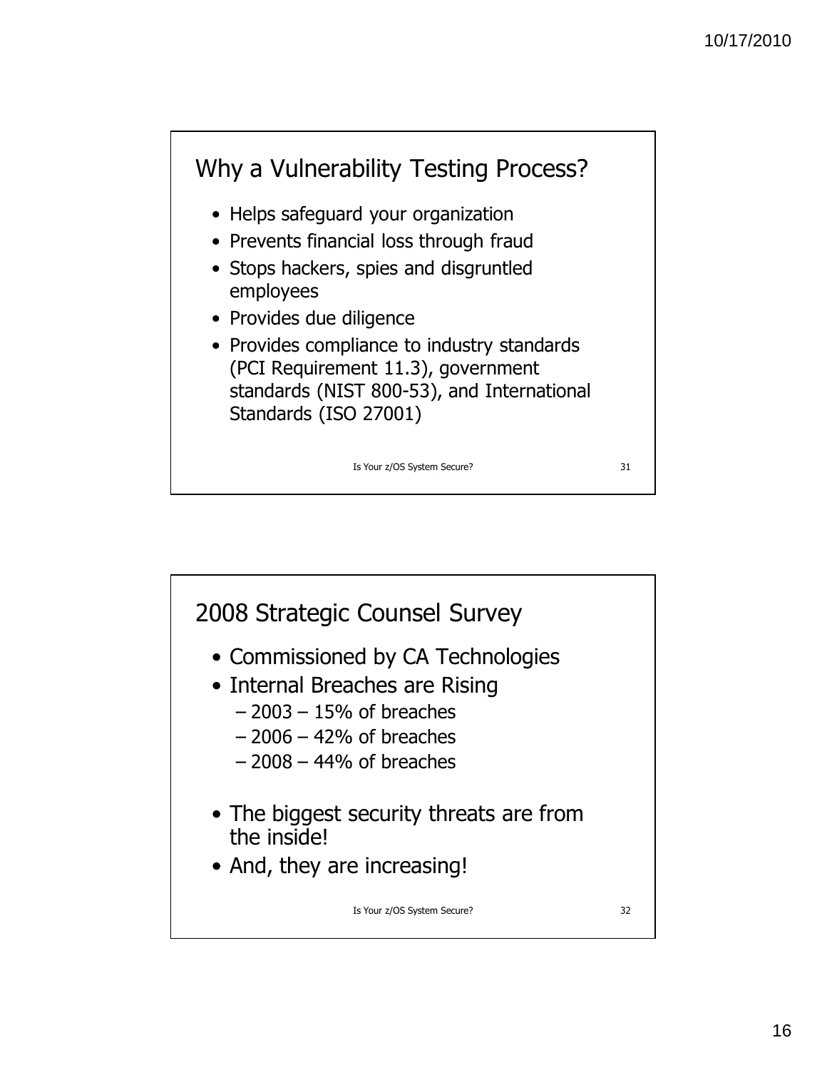## Why a Vulnerability Testing Process?

- Helps safeguard your organization
- Prevents financial loss through fraud
- Stops hackers, spies and disgruntled employees
- Provides due diligence
- Provides compliance to industry standards (PCI Requirement 11.3), government standards (NIST 800-53), and International Standards (ISO 27001)

## 2008 Strategic Counsel Survey

- Commissioned by CA Technologies
- Internal Breaches are Rising
  - 2003 – 15% of breaches
  - 2006 – 42% of breaches
  - 2008 – 44% of breaches
- The biggest security threats are from the inside!
- And, they are increasing!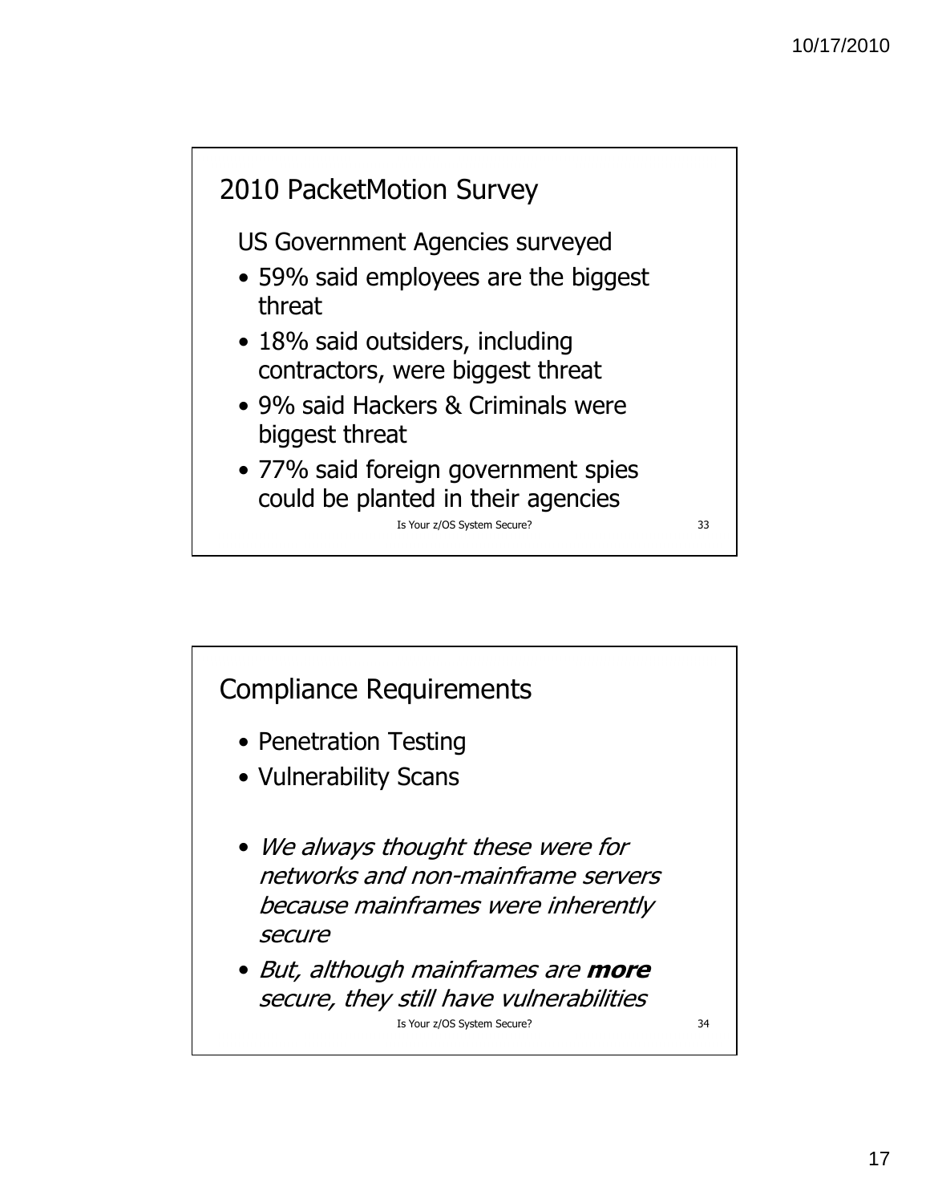## 2010 PacketMotion Survey

US Government Agencies surveyed

- 59% said employees are the biggest threat
- 18% said outsiders, including contractors, were biggest threat
- 9% said Hackers & Criminals were biggest threat
- 77% said foreign government spies could be planted in their agencies

## Compliance Requirements

- Penetration Testing
- Vulnerability Scans

- *We always thought these were for networks and non-mainframe servers because mainframes were inherently secure*
- *But, although mainframes are **more** secure, they still have vulnerabilities*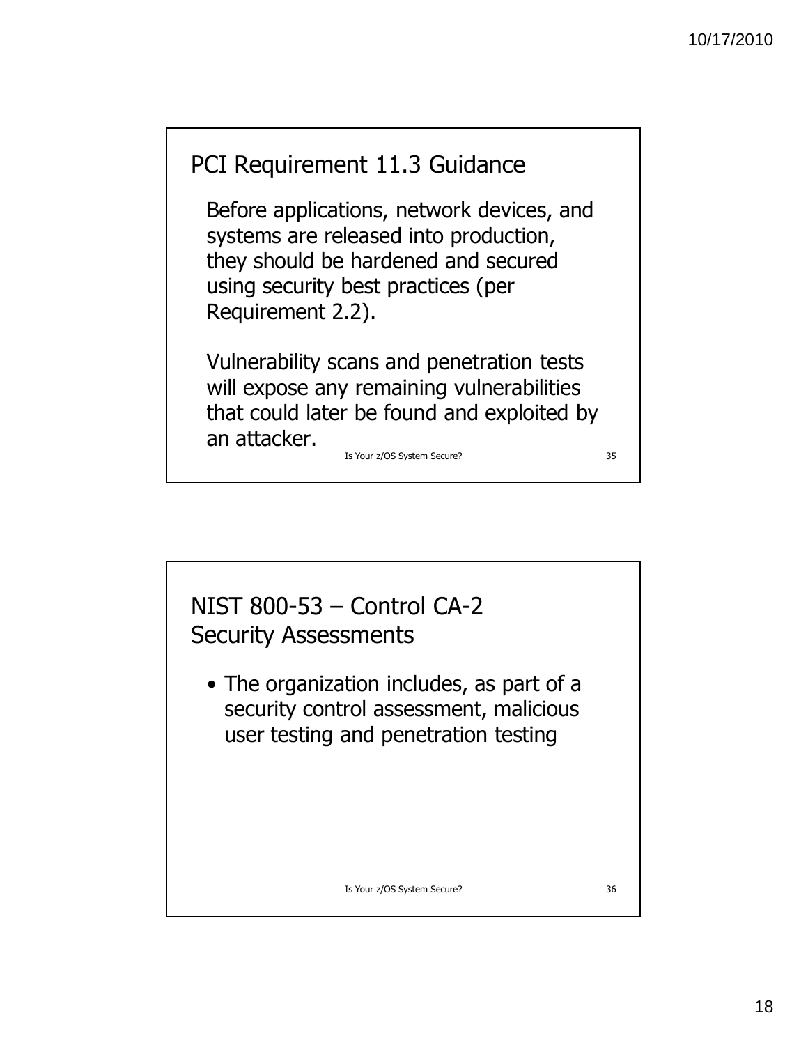## PCI Requirement 11.3 Guidance

Before applications, network devices, and systems are released into production, they should be hardened and secured using security best practices (per Requirement 2.2).

Vulnerability scans and penetration tests will expose any remaining vulnerabilities that could later be found and exploited by an attacker.

## NIST 800-53 – Control CA-2 Security Assessments

- The organization includes, as part of a security control assessment, malicious user testing and penetration testing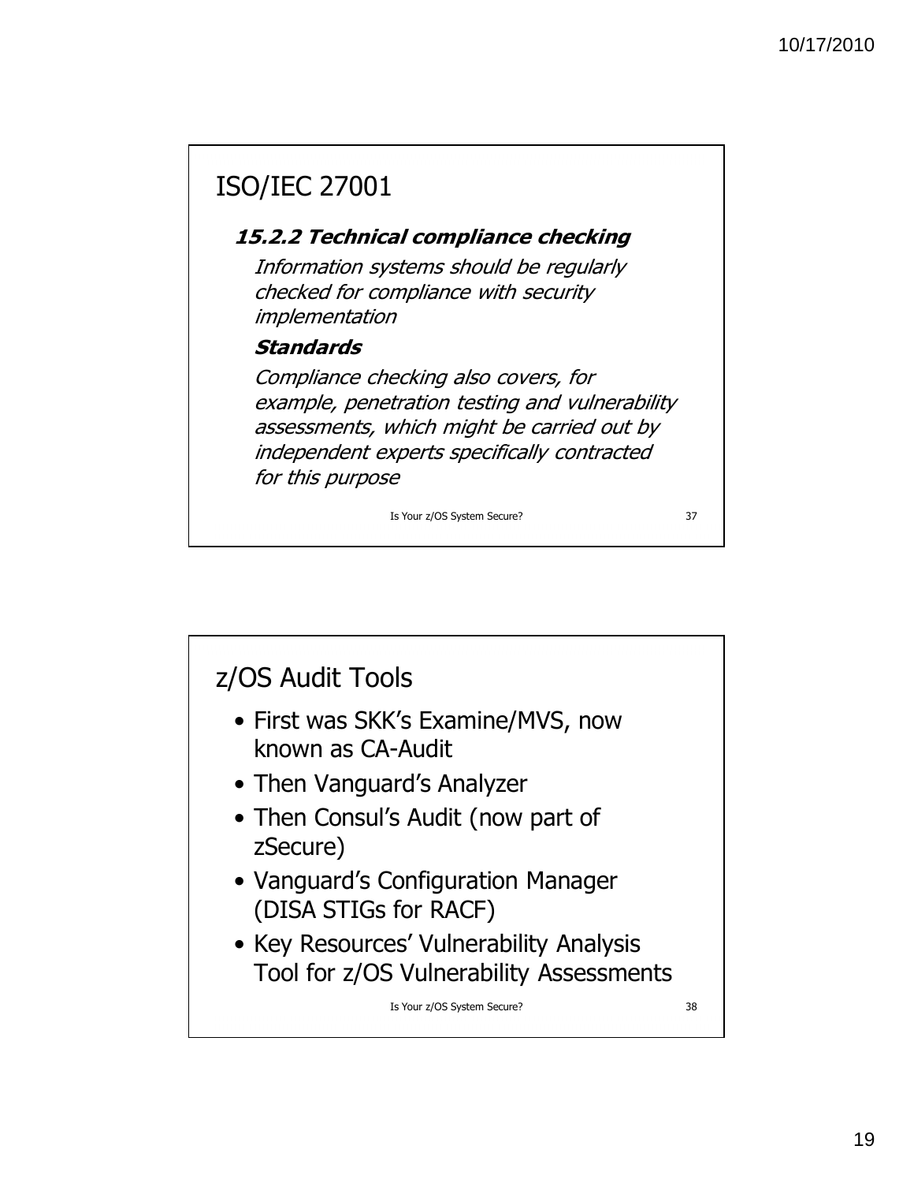## ISO/IEC 27001

***15.2.2 Technical compliance checking***

*Information systems should be regularly checked for compliance with security implementation*

***Standards***

*Compliance checking also covers, for example, penetration testing and vulnerability assessments, which might be carried out by independent experts specifically contracted for this purpose*

## z/OS Audit Tools

- First was SKK's Examine/MVS, now known as CA-Audit
- Then Vanguard's Analyzer
- Then Consul's Audit (now part of zSecure)
- Vanguard's Configuration Manager (DISA STIGs for RACF)
- Key Resources' Vulnerability Analysis Tool for z/OS Vulnerability Assessments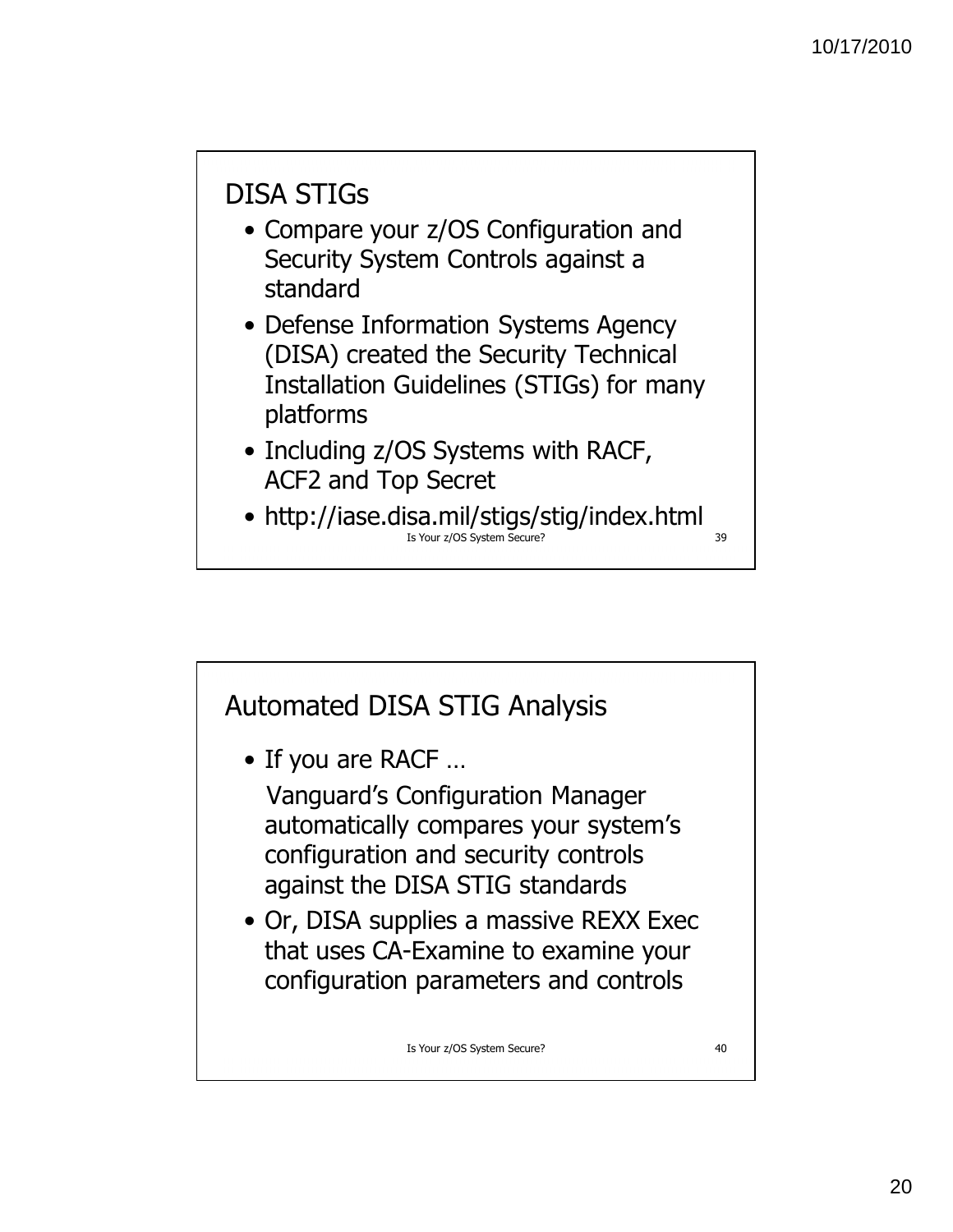## DISA STIGs

- Compare your z/OS Configuration and Security System Controls against a standard
- Defense Information Systems Agency (DISA) created the Security Technical Installation Guidelines (STIGs) for many platforms
- Including z/OS Systems with RACF, ACF2 and Top Secret
- http://iase.disa.mil/stigs/stig/index.html

## Automated DISA STIG Analysis

- If you are RACF …

  Vanguard's Configuration Manager automatically compares your system's configuration and security controls against the DISA STIG standards
- Or, DISA supplies a massive REXX Exec that uses CA-Examine to examine your configuration parameters and controls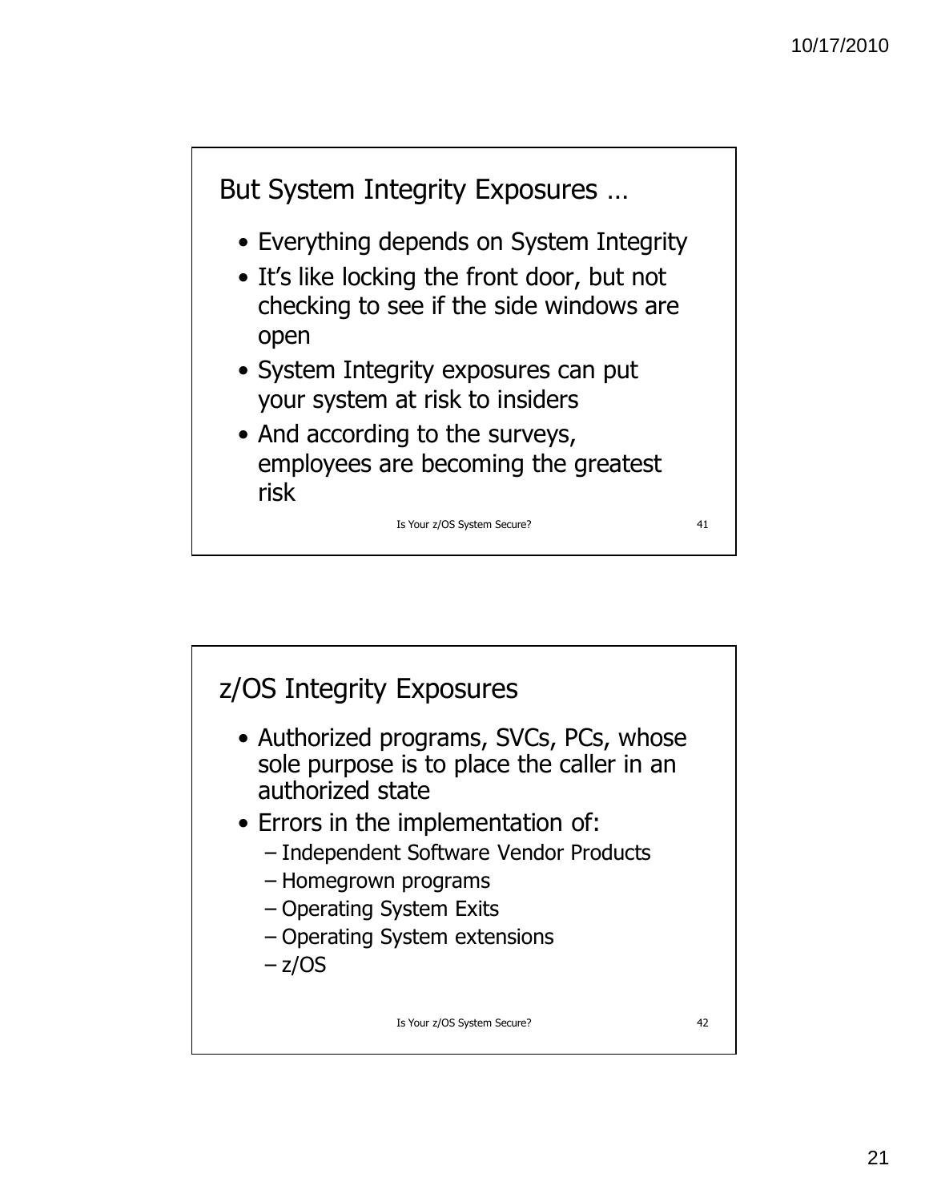## But System Integrity Exposures …

- Everything depends on System Integrity
- It's like locking the front door, but not checking to see if the side windows are open
- System Integrity exposures can put your system at risk to insiders
- And according to the surveys, employees are becoming the greatest risk

## z/OS Integrity Exposures

- Authorized programs, SVCs, PCs, whose sole purpose is to place the caller in an authorized state
- Errors in the implementation of:
  - Independent Software Vendor Products
  - Homegrown programs
  - Operating System Exits
  - Operating System extensions
  - z/OS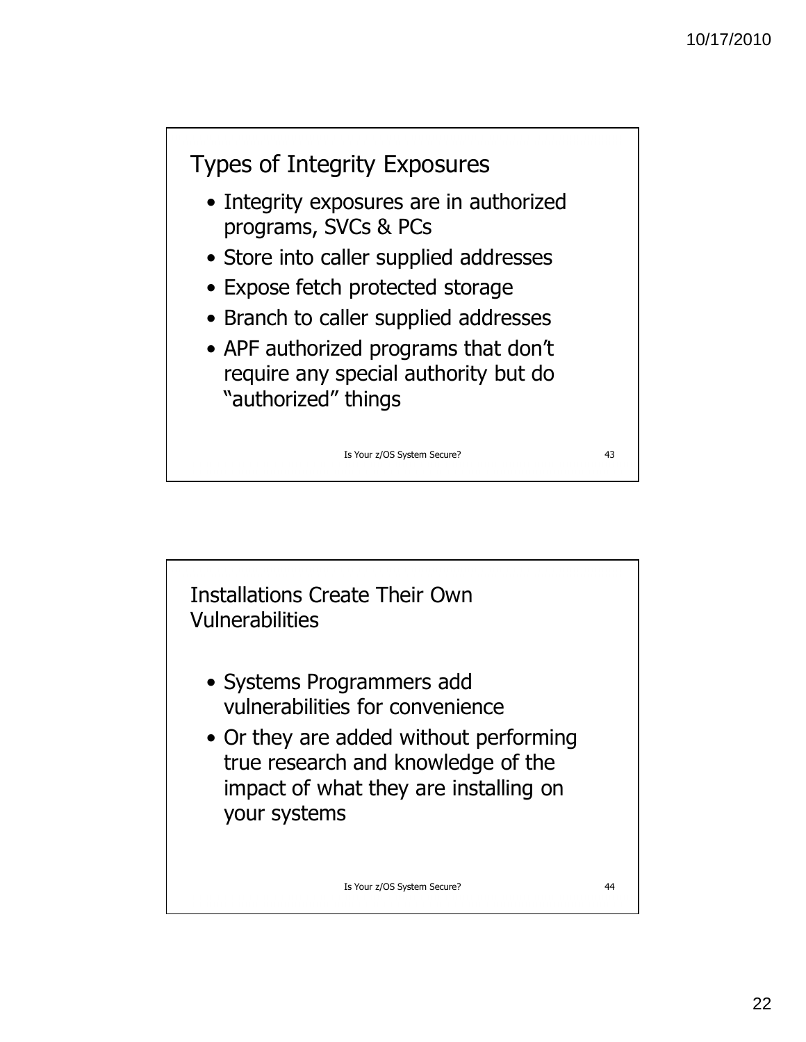## Types of Integrity Exposures

- Integrity exposures are in authorized programs, SVCs & PCs
- Store into caller supplied addresses
- Expose fetch protected storage
- Branch to caller supplied addresses
- APF authorized programs that don't require any special authority but do "authorized" things

## Installations Create Their Own Vulnerabilities

- Systems Programmers add vulnerabilities for convenience
- Or they are added without performing true research and knowledge of the impact of what they are installing on your systems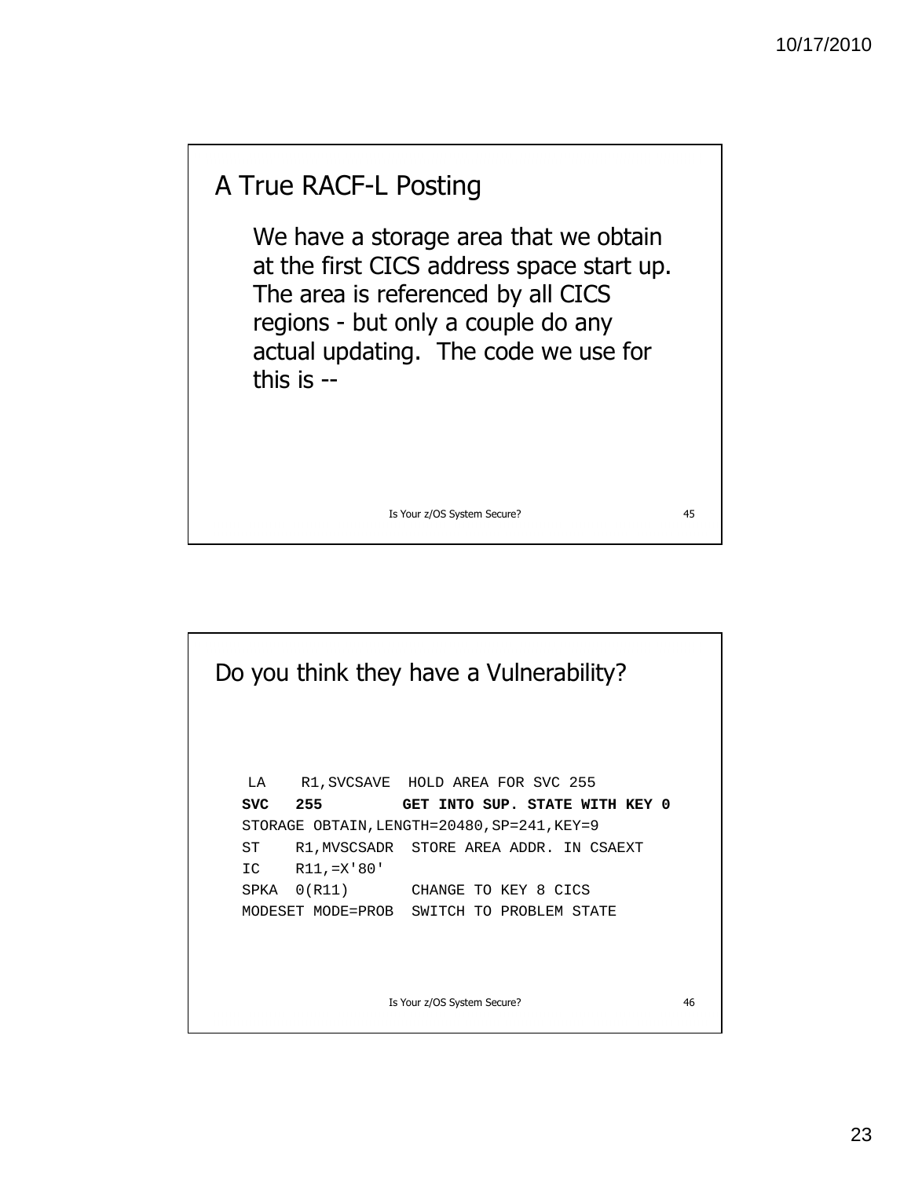## A True RACF-L Posting

We have a storage area that we obtain at the first CICS address space start up. The area is referenced by all CICS regions - but only a couple do any actual updating. The code we use for this is --

## Do you think they have a Vulnerability?

```
 LA    R1,SVCSAVE  HOLD AREA FOR SVC 255
SVC   255         GET INTO SUP. STATE WITH KEY 0
STORAGE OBTAIN,LENGTH=20480,SP=241,KEY=9
ST    R1,MVSCSADR  STORE AREA ADDR. IN CSAEXT
IC    R11,=X'80'
SPKA  0(R11)       CHANGE TO KEY 8 CICS
MODESET MODE=PROB  SWITCH TO PROBLEM STATE
```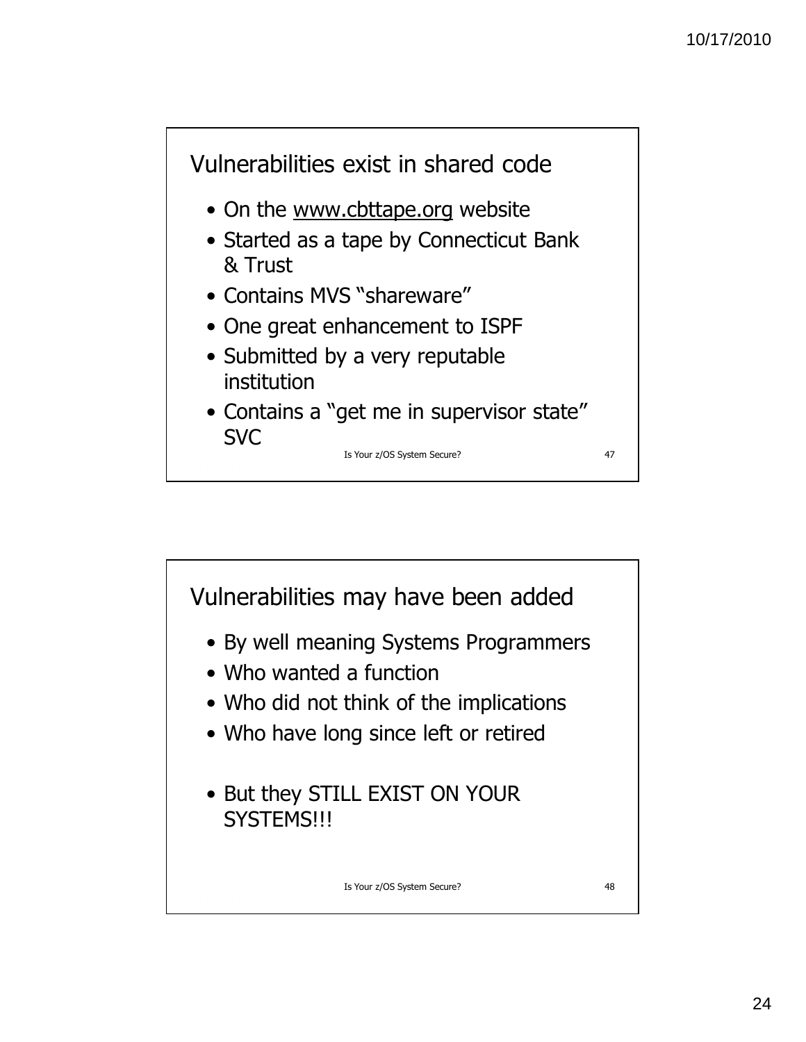## Vulnerabilities exist in shared code

- On the www.cbttape.org website
- Started as a tape by Connecticut Bank & Trust
- Contains MVS "shareware"
- One great enhancement to ISPF
- Submitted by a very reputable institution
- Contains a "get me in supervisor state" SVC

## Vulnerabilities may have been added

- By well meaning Systems Programmers
- Who wanted a function
- Who did not think of the implications
- Who have long since left or retired

- But they STILL EXIST ON YOUR SYSTEMS!!!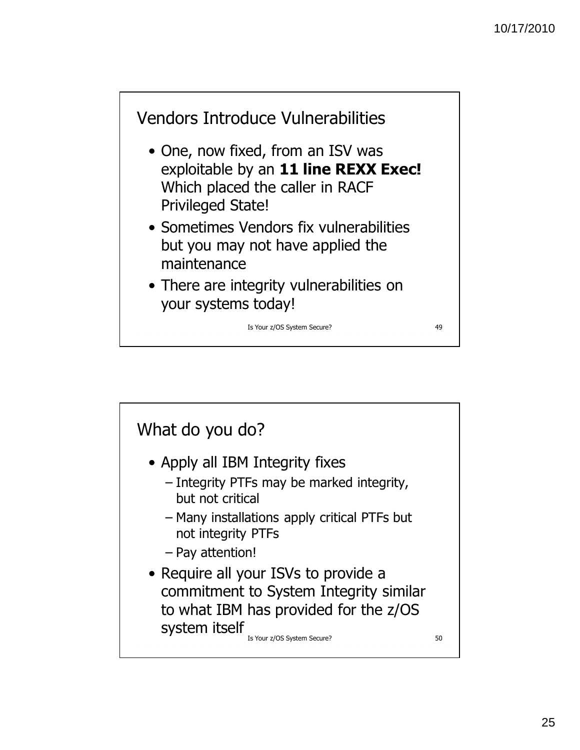## Vendors Introduce Vulnerabilities

- One, now fixed, from an ISV was exploitable by an **11 line REXX Exec!** Which placed the caller in RACF Privileged State!
- Sometimes Vendors fix vulnerabilities but you may not have applied the maintenance
- There are integrity vulnerabilities on your systems today!

## What do you do?

- Apply all IBM Integrity fixes
  - Integrity PTFs may be marked integrity, but not critical
  - Many installations apply critical PTFs but not integrity PTFs
  - Pay attention!
- Require all your ISVs to provide a commitment to System Integrity similar to what IBM has provided for the z/OS system itself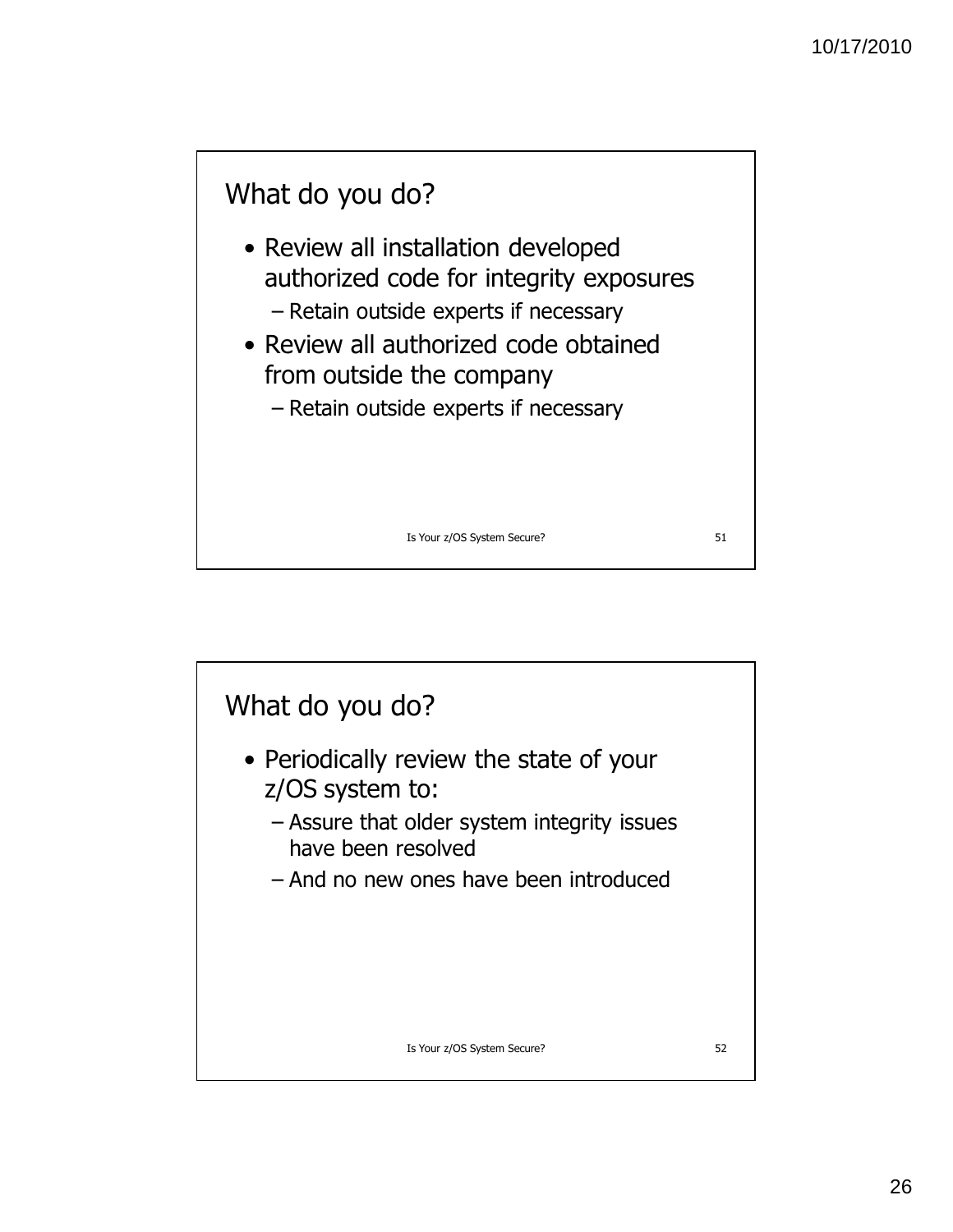## What do you do?

- Review all installation developed authorized code for integrity exposures
  - Retain outside experts if necessary
- Review all authorized code obtained from outside the company
  - Retain outside experts if necessary

## What do you do?

- Periodically review the state of your z/OS system to:
  - Assure that older system integrity issues have been resolved
  - And no new ones have been introduced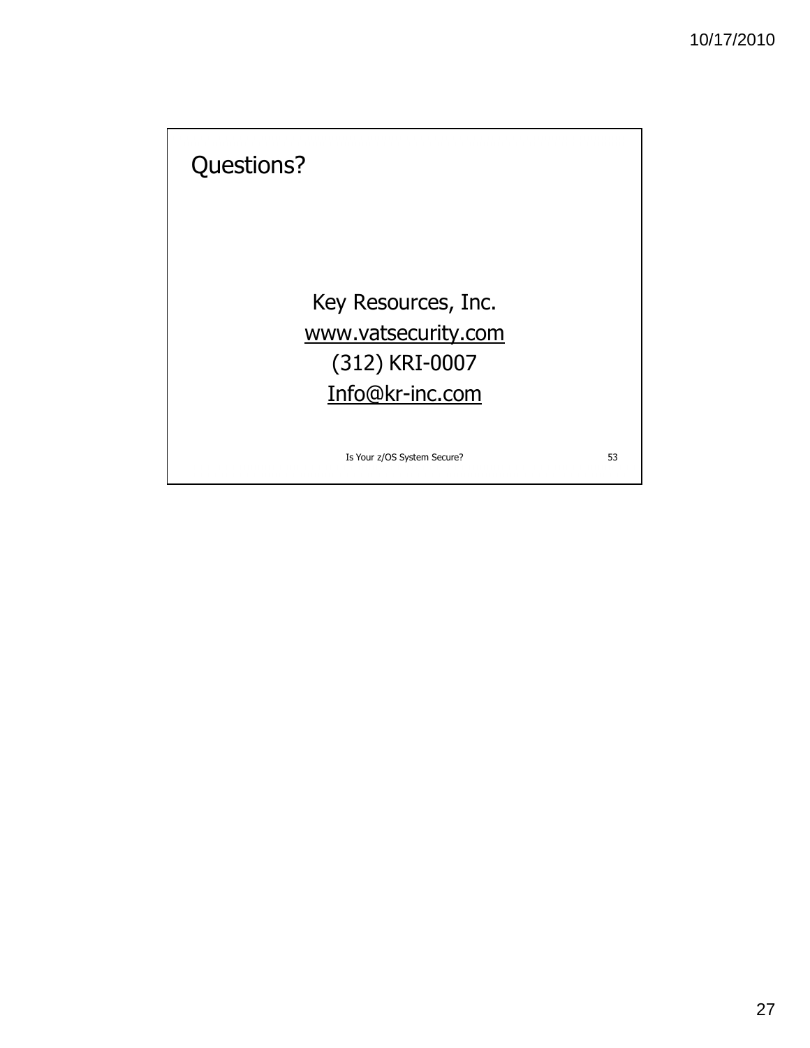# Questions?

Key Resources, Inc.

www.vatsecurity.com

(312) KRI-0007

Info@kr-inc.com